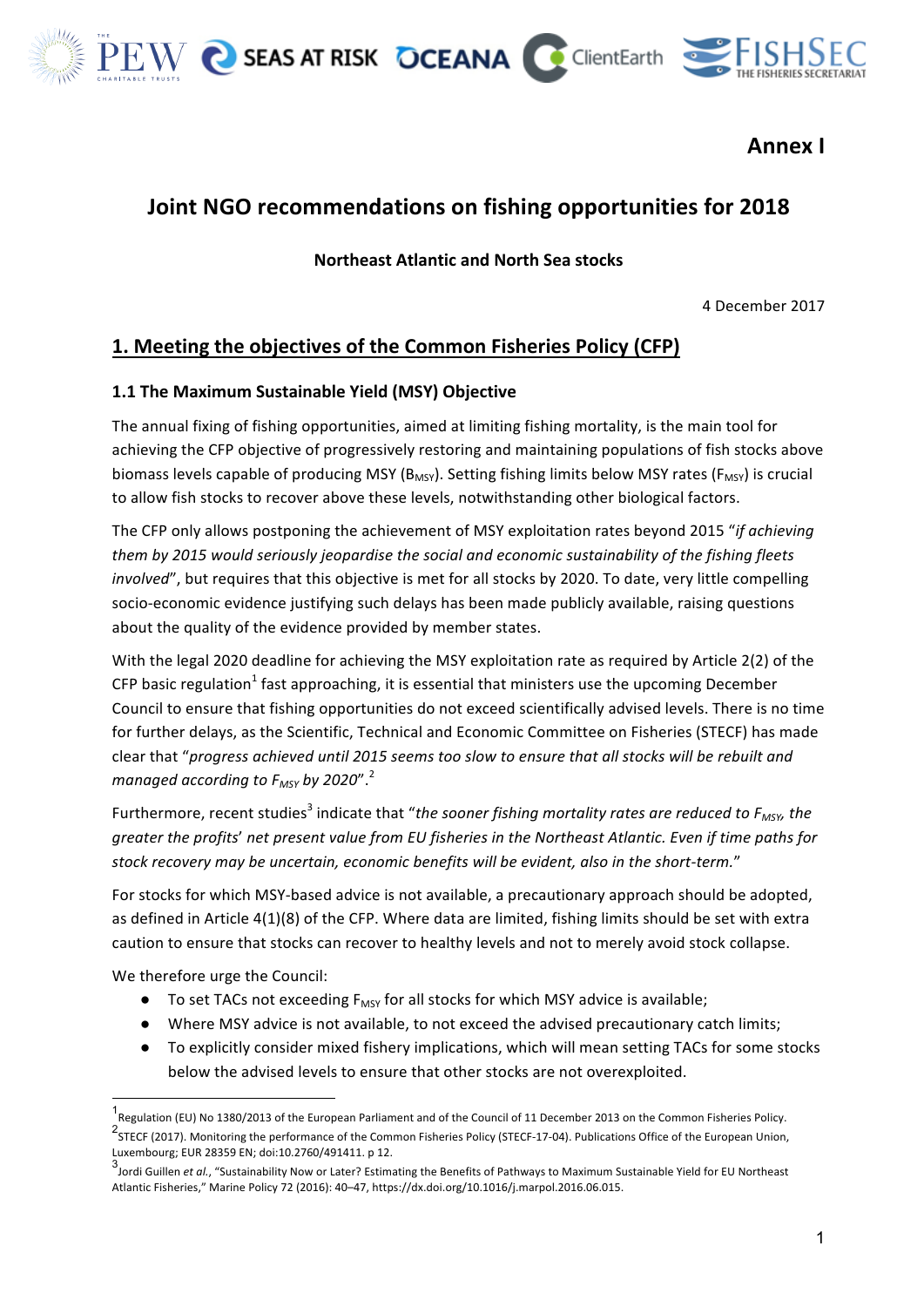# Annex I

## Joint NGO recommendations on fishing opportunities for 2018

**Northeast Atlantic and North Sea stocks**

4 December 2017

## 1. Meeting the objectives of the Common Fisheries Policy (CFP)

### 1.1 The Maximum Sustainable Yield (MSY) Objective

The annual fixing of fishing opportunities, aimed at limiting fishing mortality, is the main tool for achieving the CFP objective of progressively restoring and maintaining populations of fish stocks above biomass levels capable of producing MSY ($B_{MSY}$). Setting fishing limits below MSY rates ($F_{MSY}$) is crucial to allow fish stocks to recover above these levels, notwithstanding other biological factors.

The CFP only allows postponing the achievement of MSY exploitation rates beyond 2015 "*if achieving them by 2015 would seriously jeopardise the social and economic sustainability of the fishing fleets involved*", but requires that this objective is met for all stocks by 2020. To date, very little compelling socio-economic evidence justifying such delays has been made publicly available, raising questions about the quality of the evidence provided by member states.

With the legal 2020 deadline for achieving the MSY exploitation rate as required by Article 2(2) of the CFP basic regulation[1] fast approaching, it is essential that ministers use the upcoming December Council to ensure that fishing opportunities do not exceed scientifically advised levels. There is no time for further delays, as the Scientific, Technical and Economic Committee on Fisheries (STECF) has made clear that "*progress achieved until 2015 seems too slow to ensure that all stocks will be rebuilt and managed according to $F_{MSY}$ by 2020*".[2]

Furthermore, recent studies[3] indicate that "*the sooner fishing mortality rates are reduced to $F_{MSY}$, the greater the profits' net present value from EU fisheries in the Northeast Atlantic. Even if time paths for stock recovery may be uncertain, economic benefits will be evident, also in the short-term.*"

For stocks for which MSY-based advice is not available, a precautionary approach should be adopted, as defined in Article 4(1)(8) of the CFP. Where data are limited, fishing limits should be set with extra caution to ensure that stocks can recover to healthy levels and not to merely avoid stock collapse.

We therefore urge the Council:

- To set TACs not exceeding $F_{MSY}$ for all stocks for which MSY advice is available;
- Where MSY advice is not available, to not exceed the advised precautionary catch limits;
- To explicitly consider mixed fishery implications, which will mean setting TACs for some stocks below the advised levels to ensure that other stocks are not overexploited.

---

[1] Regulation (EU) No 1380/2013 of the European Parliament and of the Council of 11 December 2013 on the Common Fisheries Policy.

[2] STECF (2017). Monitoring the performance of the Common Fisheries Policy (STECF-17-04). Publications Office of the European Union, Luxembourg; EUR 28359 EN; doi:10.2760/491411. p 12.

[3] Jordi Guillen *et al.*, "Sustainability Now or Later? Estimating the Benefits of Pathways to Maximum Sustainable Yield for EU Northeast Atlantic Fisheries," Marine Policy 72 (2016): 40–47, https://dx.doi.org/10.1016/j.marpol.2016.06.015.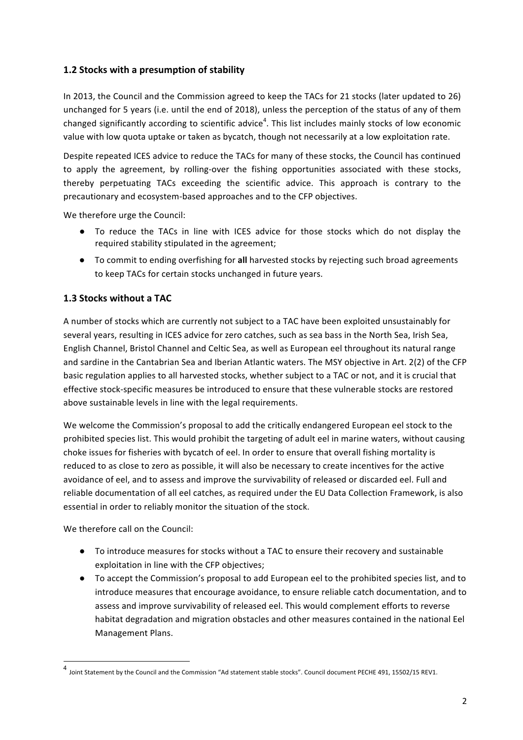## 1.2 Stocks with a presumption of stability

In 2013, the Council and the Commission agreed to keep the TACs for 21 stocks (later updated to 26) unchanged for 5 years (i.e. until the end of 2018), unless the perception of the status of any of them changed significantly according to scientific advice[4]. This list includes mainly stocks of low economic value with low quota uptake or taken as bycatch, though not necessarily at a low exploitation rate.

Despite repeated ICES advice to reduce the TACs for many of these stocks, the Council has continued to apply the agreement, by rolling-over the fishing opportunities associated with these stocks, thereby perpetuating TACs exceeding the scientific advice. This approach is contrary to the precautionary and ecosystem-based approaches and to the CFP objectives.

We therefore urge the Council:

- To reduce the TACs in line with ICES advice for those stocks which do not display the required stability stipulated in the agreement;
- To commit to ending overfishing for **all** harvested stocks by rejecting such broad agreements to keep TACs for certain stocks unchanged in future years.

## 1.3 Stocks without a TAC

A number of stocks which are currently not subject to a TAC have been exploited unsustainably for several years, resulting in ICES advice for zero catches, such as sea bass in the North Sea, Irish Sea, English Channel, Bristol Channel and Celtic Sea, as well as European eel throughout its natural range and sardine in the Cantabrian Sea and Iberian Atlantic waters. The MSY objective in Art. 2(2) of the CFP basic regulation applies to all harvested stocks, whether subject to a TAC or not, and it is crucial that effective stock-specific measures be introduced to ensure that these vulnerable stocks are restored above sustainable levels in line with the legal requirements.

We welcome the Commission's proposal to add the critically endangered European eel stock to the prohibited species list. This would prohibit the targeting of adult eel in marine waters, without causing choke issues for fisheries with bycatch of eel. In order to ensure that overall fishing mortality is reduced to as close to zero as possible, it will also be necessary to create incentives for the active avoidance of eel, and to assess and improve the survivability of released or discarded eel. Full and reliable documentation of all eel catches, as required under the EU Data Collection Framework, is also essential in order to reliably monitor the situation of the stock.

We therefore call on the Council:

- To introduce measures for stocks without a TAC to ensure their recovery and sustainable exploitation in line with the CFP objectives;
- To accept the Commission's proposal to add European eel to the prohibited species list, and to introduce measures that encourage avoidance, to ensure reliable catch documentation, and to assess and improve survivability of released eel. This would complement efforts to reverse habitat degradation and migration obstacles and other measures contained in the national Eel Management Plans.

---

[4] Joint Statement by the Council and the Commission "Ad statement stable stocks". Council document PECHE 491, 15502/15 REV1.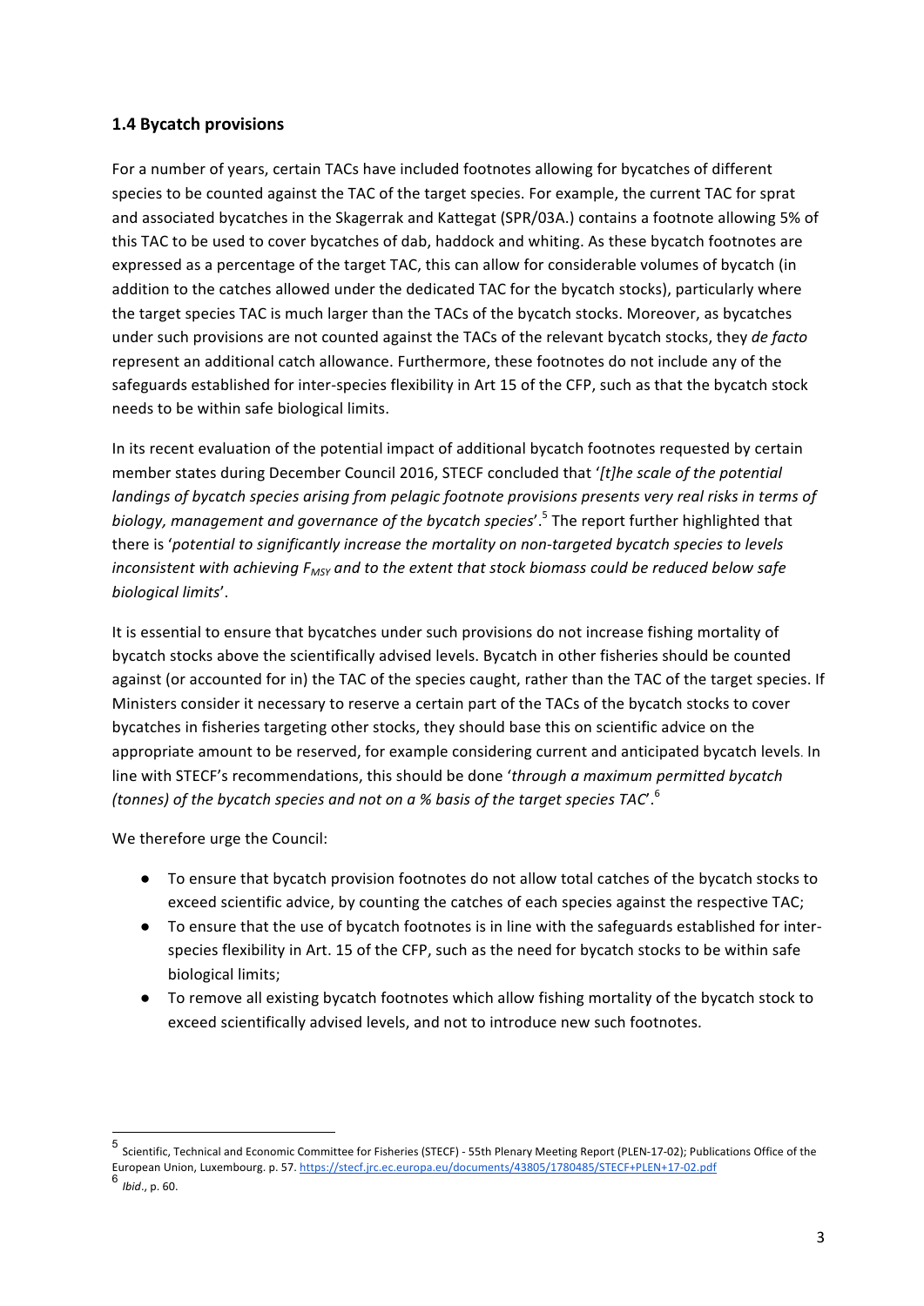## 1.4 Bycatch provisions

For a number of years, certain TACs have included footnotes allowing for bycatches of different species to be counted against the TAC of the target species. For example, the current TAC for sprat and associated bycatches in the Skagerrak and Kattegat (SPR/03A.) contains a footnote allowing 5% of this TAC to be used to cover bycatches of dab, haddock and whiting. As these bycatch footnotes are expressed as a percentage of the target TAC, this can allow for considerable volumes of bycatch (in addition to the catches allowed under the dedicated TAC for the bycatch stocks), particularly where the target species TAC is much larger than the TACs of the bycatch stocks. Moreover, as bycatches under such provisions are not counted against the TACs of the relevant bycatch stocks, they *de facto* represent an additional catch allowance. Furthermore, these footnotes do not include any of the safeguards established for inter-species flexibility in Art 15 of the CFP, such as that the bycatch stock needs to be within safe biological limits.

In its recent evaluation of the potential impact of additional bycatch footnotes requested by certain member states during December Council 2016, STECF concluded that '*[t]he scale of the potential landings of bycatch species arising from pelagic footnote provisions presents very real risks in terms of biology, management and governance of the bycatch species*'.[5] The report further highlighted that there is '*potential to significantly increase the mortality on non-targeted bycatch species to levels inconsistent with achieving $F_{MSY}$ and to the extent that stock biomass could be reduced below safe biological limits*'.

It is essential to ensure that bycatches under such provisions do not increase fishing mortality of bycatch stocks above the scientifically advised levels. Bycatch in other fisheries should be counted against (or accounted for in) the TAC of the species caught, rather than the TAC of the target species. If Ministers consider it necessary to reserve a certain part of the TACs of the bycatch stocks to cover bycatches in fisheries targeting other stocks, they should base this on scientific advice on the appropriate amount to be reserved, for example considering current and anticipated bycatch levels. In line with STECF's recommendations, this should be done '*through a maximum permitted bycatch (tonnes) of the bycatch species and not on a % basis of the target species TAC*'.[6]

We therefore urge the Council:

- To ensure that bycatch provision footnotes do not allow total catches of the bycatch stocks to exceed scientific advice, by counting the catches of each species against the respective TAC;
- To ensure that the use of bycatch footnotes is in line with the safeguards established for inter-species flexibility in Art. 15 of the CFP, such as the need for bycatch stocks to be within safe biological limits;
- To remove all existing bycatch footnotes which allow fishing mortality of the bycatch stock to exceed scientifically advised levels, and not to introduce new such footnotes.

[5] Scientific, Technical and Economic Committee for Fisheries (STECF) - 55th Plenary Meeting Report (PLEN-17-02); Publications Office of the European Union, Luxembourg. p. 57. https://stecf.jrc.ec.europa.eu/documents/43805/1780485/STECF+PLEN+17-02.pdf

[6] *Ibid*., p. 60.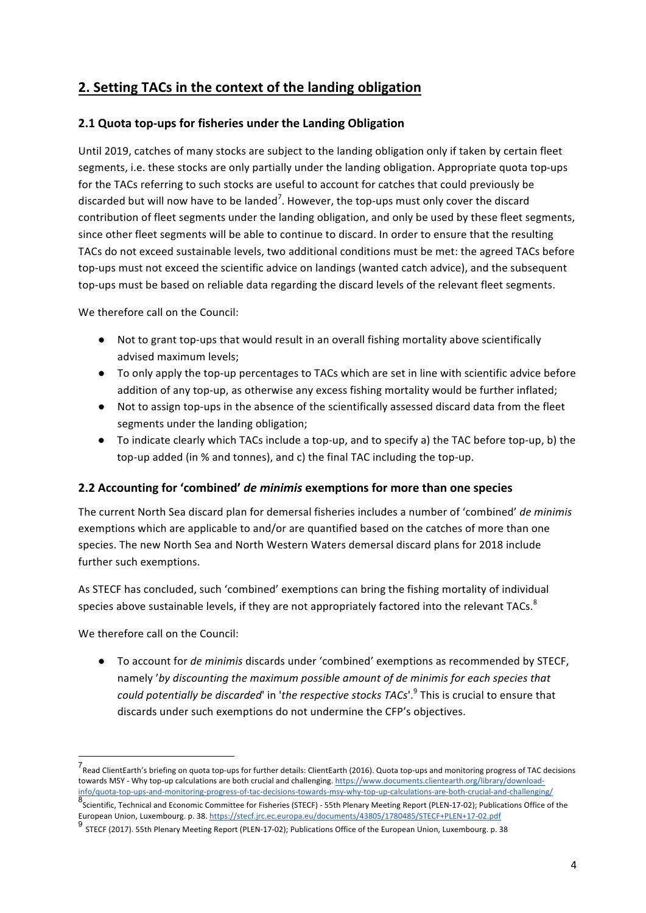## 2. Setting TACs in the context of the landing obligation

### 2.1 Quota top-ups for fisheries under the Landing Obligation

Until 2019, catches of many stocks are subject to the landing obligation only if taken by certain fleet segments, i.e. these stocks are only partially under the landing obligation. Appropriate quota top-ups for the TACs referring to such stocks are useful to account for catches that could previously be discarded but will now have to be landed[7]. However, the top-ups must only cover the discard contribution of fleet segments under the landing obligation, and only be used by these fleet segments, since other fleet segments will be able to continue to discard. In order to ensure that the resulting TACs do not exceed sustainable levels, two additional conditions must be met: the agreed TACs before top-ups must not exceed the scientific advice on landings (wanted catch advice), and the subsequent top-ups must be based on reliable data regarding the discard levels of the relevant fleet segments.

We therefore call on the Council:

- Not to grant top-ups that would result in an overall fishing mortality above scientifically advised maximum levels;
- To only apply the top-up percentages to TACs which are set in line with scientific advice before addition of any top-up, as otherwise any excess fishing mortality would be further inflated;
- Not to assign top-ups in the absence of the scientifically assessed discard data from the fleet segments under the landing obligation;
- To indicate clearly which TACs include a top-up, and to specify a) the TAC before top-up, b) the top-up added (in % and tonnes), and c) the final TAC including the top-up.

### 2.2 Accounting for 'combined' *de minimis* exemptions for more than one species

The current North Sea discard plan for demersal fisheries includes a number of 'combined' *de minimis* exemptions which are applicable to and/or are quantified based on the catches of more than one species. The new North Sea and North Western Waters demersal discard plans for 2018 include further such exemptions.

As STECF has concluded, such 'combined' exemptions can bring the fishing mortality of individual species above sustainable levels, if they are not appropriately factored into the relevant TACs.[8]

We therefore call on the Council:

- To account for *de minimis* discards under 'combined' exemptions as recommended by STECF, namely '*by discounting the maximum possible amount of de minimis for each species that could potentially be discarded*' in '*the respective stocks TACs*'.[9] This is crucial to ensure that discards under such exemptions do not undermine the CFP's objectives.

---

[7] Read ClientEarth's briefing on quota top-ups for further details: ClientEarth (2016). Quota top-ups and monitoring progress of TAC decisions towards MSY - Why top-up calculations are both crucial and challenging. https://www.documents.clientearth.org/library/download-info/quota-top-ups-and-monitoring-progress-of-tac-decisions-towards-msy-why-top-up-calculations-are-both-crucial-and-challenging/

[8] Scientific, Technical and Economic Committee for Fisheries (STECF) - 55th Plenary Meeting Report (PLEN-17-02); Publications Office of the European Union, Luxembourg. p. 38. https://stecf.jrc.ec.europa.eu/documents/43805/1780485/STECF+PLEN+17-02.pdf

[9] STECF (2017). 55th Plenary Meeting Report (PLEN-17-02); Publications Office of the European Union, Luxembourg. p. 38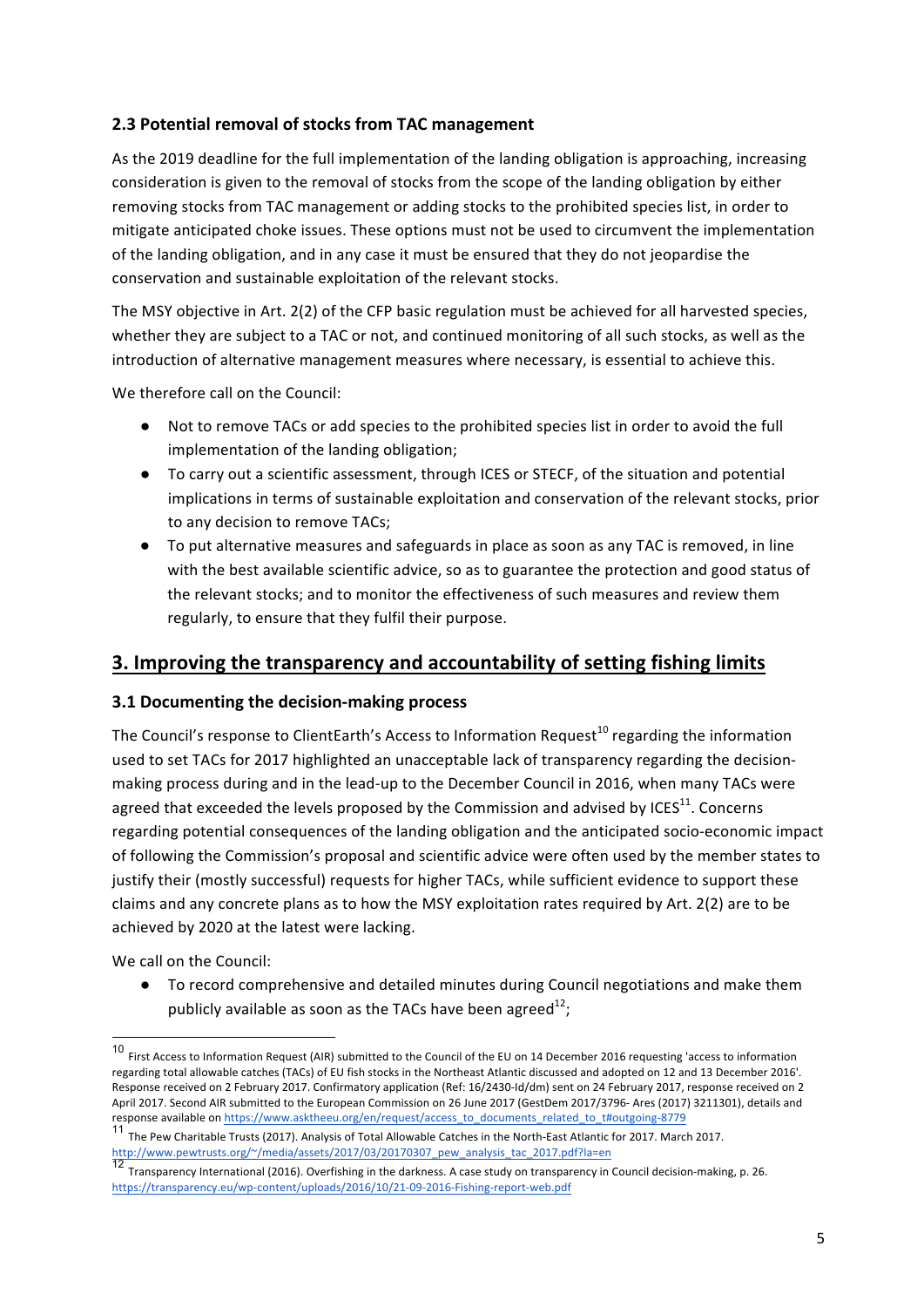### 2.3 Potential removal of stocks from TAC management

As the 2019 deadline for the full implementation of the landing obligation is approaching, increasing consideration is given to the removal of stocks from the scope of the landing obligation by either removing stocks from TAC management or adding stocks to the prohibited species list, in order to mitigate anticipated choke issues. These options must not be used to circumvent the implementation of the landing obligation, and in any case it must be ensured that they do not jeopardise the conservation and sustainable exploitation of the relevant stocks.

The MSY objective in Art. 2(2) of the CFP basic regulation must be achieved for all harvested species, whether they are subject to a TAC or not, and continued monitoring of all such stocks, as well as the introduction of alternative management measures where necessary, is essential to achieve this.

We therefore call on the Council:

- Not to remove TACs or add species to the prohibited species list in order to avoid the full implementation of the landing obligation;
- To carry out a scientific assessment, through ICES or STECF, of the situation and potential implications in terms of sustainable exploitation and conservation of the relevant stocks, prior to any decision to remove TACs;
- To put alternative measures and safeguards in place as soon as any TAC is removed, in line with the best available scientific advice, so as to guarantee the protection and good status of the relevant stocks; and to monitor the effectiveness of such measures and review them regularly, to ensure that they fulfil their purpose.

## 3. Improving the transparency and accountability of setting fishing limits

### 3.1 Documenting the decision-making process

The Council's response to ClientEarth's Access to Information Request[10] regarding the information used to set TACs for 2017 highlighted an unacceptable lack of transparency regarding the decision-making process during and in the lead-up to the December Council in 2016, when many TACs were agreed that exceeded the levels proposed by the Commission and advised by ICES[11]. Concerns regarding potential consequences of the landing obligation and the anticipated socio-economic impact of following the Commission's proposal and scientific advice were often used by the member states to justify their (mostly successful) requests for higher TACs, while sufficient evidence to support these claims and any concrete plans as to how the MSY exploitation rates required by Art. 2(2) are to be achieved by 2020 at the latest were lacking.

We call on the Council:

- To record comprehensive and detailed minutes during Council negotiations and make them publicly available as soon as the TACs have been agreed[12];

---

[10] First Access to Information Request (AIR) submitted to the Council of the EU on 14 December 2016 requesting 'access to information regarding total allowable catches (TACs) of EU fish stocks in the Northeast Atlantic discussed and adopted on 12 and 13 December 2016'. Response received on 2 February 2017. Confirmatory application (Ref: 16/2430-ld/dm) sent on 24 February 2017, response received on 2 April 2017. Second AIR submitted to the European Commission on 26 June 2017 (GestDem 2017/3796- Ares (2017) 3211301), details and response available on https://www.asktheeu.org/en/request/access_to_documents_related_to_t#outgoing-8779

[11] The Pew Charitable Trusts (2017). Analysis of Total Allowable Catches in the North-East Atlantic for 2017. March 2017. http://www.pewtrusts.org/~/media/assets/2017/03/20170307_pew_analysis_tac_2017.pdf?la=en

[12] Transparency International (2016). Overfishing in the darkness. A case study on transparency in Council decision-making, p. 26. https://transparency.eu/wp-content/uploads/2016/10/21-09-2016-Fishing-report-web.pdf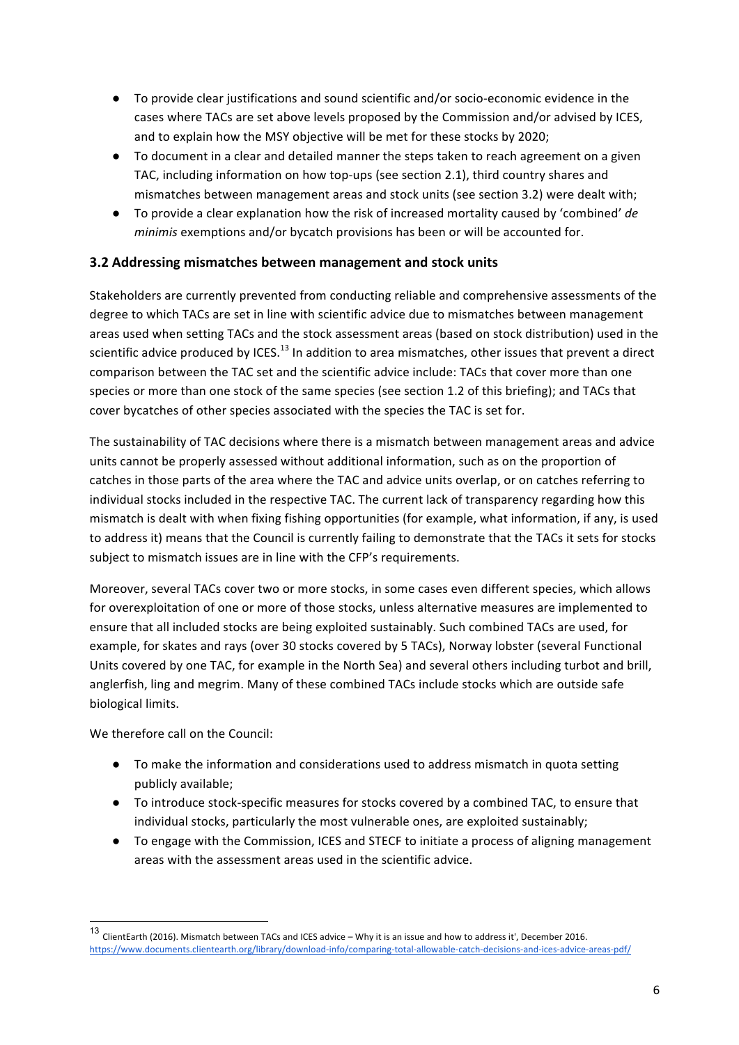- To provide clear justifications and sound scientific and/or socio-economic evidence in the cases where TACs are set above levels proposed by the Commission and/or advised by ICES, and to explain how the MSY objective will be met for these stocks by 2020;
- To document in a clear and detailed manner the steps taken to reach agreement on a given TAC, including information on how top-ups (see section 2.1), third country shares and mismatches between management areas and stock units (see section 3.2) were dealt with;
- To provide a clear explanation how the risk of increased mortality caused by 'combined' *de minimis* exemptions and/or bycatch provisions has been or will be accounted for.

### 3.2 Addressing mismatches between management and stock units

Stakeholders are currently prevented from conducting reliable and comprehensive assessments of the degree to which TACs are set in line with scientific advice due to mismatches between management areas used when setting TACs and the stock assessment areas (based on stock distribution) used in the scientific advice produced by ICES.[13] In addition to area mismatches, other issues that prevent a direct comparison between the TAC set and the scientific advice include: TACs that cover more than one species or more than one stock of the same species (see section 1.2 of this briefing); and TACs that cover bycatches of other species associated with the species the TAC is set for.

The sustainability of TAC decisions where there is a mismatch between management areas and advice units cannot be properly assessed without additional information, such as on the proportion of catches in those parts of the area where the TAC and advice units overlap, or on catches referring to individual stocks included in the respective TAC. The current lack of transparency regarding how this mismatch is dealt with when fixing fishing opportunities (for example, what information, if any, is used to address it) means that the Council is currently failing to demonstrate that the TACs it sets for stocks subject to mismatch issues are in line with the CFP's requirements.

Moreover, several TACs cover two or more stocks, in some cases even different species, which allows for overexploitation of one or more of those stocks, unless alternative measures are implemented to ensure that all included stocks are being exploited sustainably. Such combined TACs are used, for example, for skates and rays (over 30 stocks covered by 5 TACs), Norway lobster (several Functional Units covered by one TAC, for example in the North Sea) and several others including turbot and brill, anglerfish, ling and megrim. Many of these combined TACs include stocks which are outside safe biological limits.

We therefore call on the Council:

- To make the information and considerations used to address mismatch in quota setting publicly available;
- To introduce stock-specific measures for stocks covered by a combined TAC, to ensure that individual stocks, particularly the most vulnerable ones, are exploited sustainably;
- To engage with the Commission, ICES and STECF to initiate a process of aligning management areas with the assessment areas used in the scientific advice.

---

[13] ClientEarth (2016). Mismatch between TACs and ICES advice – Why it is an issue and how to address it', December 2016. https://www.documents.clientearth.org/library/download-info/comparing-total-allowable-catch-decisions-and-ices-advice-areas-pdf/